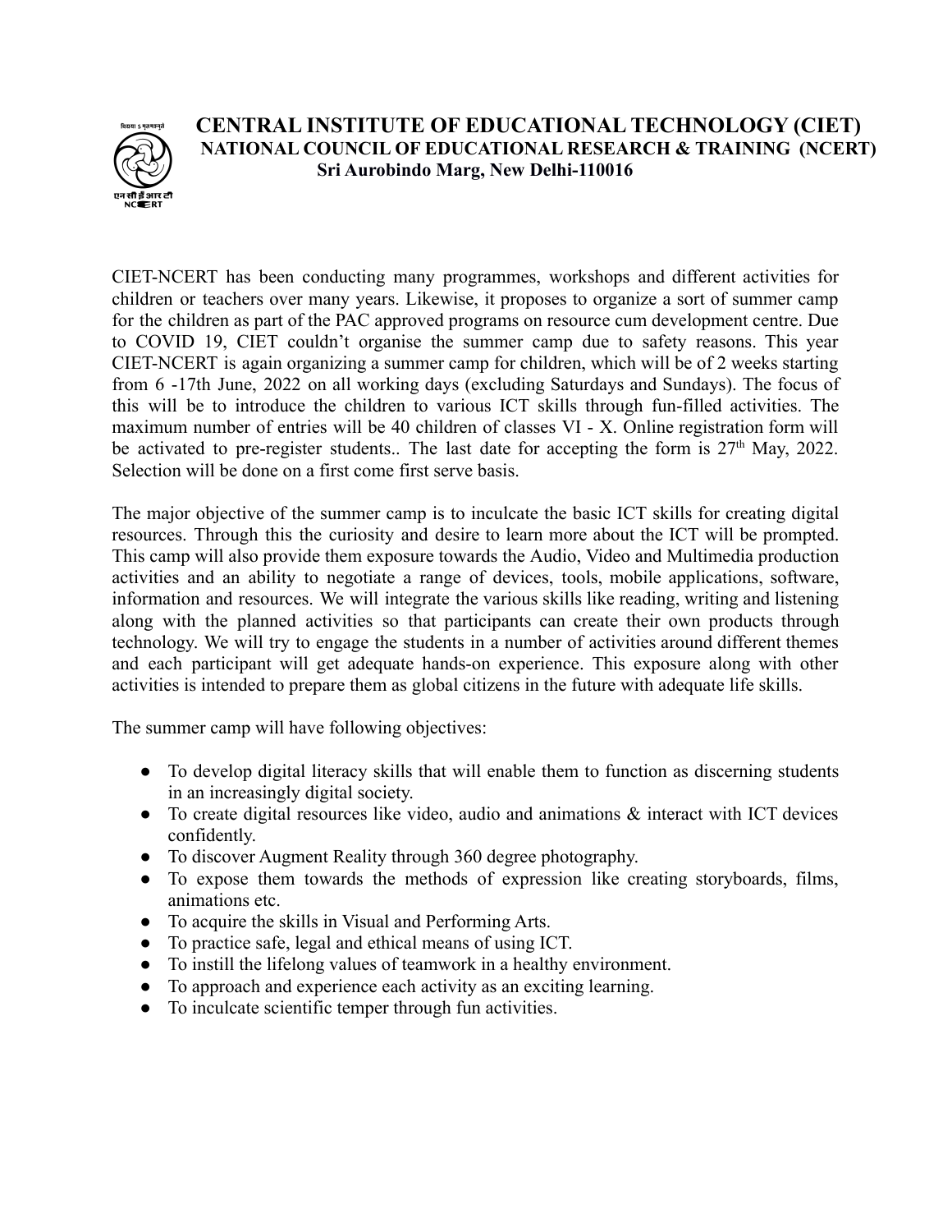# CENTRAL INSTITUTE OF EDUCATIONAL TECHNOLOGY (CIET)

## NATIONAL COUNCIL OF EDUCATIONAL RESEARCH & TRAINING (NCERT)

**Sri Aurobindo Marg, New Delhi-110016**

CIET-NCERT has been conducting many programmes, workshops and different activities for children or teachers over many years. Likewise, it proposes to organize a sort of summer camp for the children as part of the PAC approved programs on resource cum development centre. Due to COVID 19, CIET couldn't organise the summer camp due to safety reasons. This year CIET-NCERT is again organizing a summer camp for children, which will be of 2 weeks starting from 6 -17th June, 2022 on all working days (excluding Saturdays and Sundays). The focus of this will be to introduce the children to various ICT skills through fun-filled activities. The maximum number of entries will be 40 children of classes VI - X. Online registration form will be activated to pre-register students.. The last date for accepting the form is 27th May, 2022. Selection will be done on a first come first serve basis.

The major objective of the summer camp is to inculcate the basic ICT skills for creating digital resources. Through this the curiosity and desire to learn more about the ICT will be prompted. This camp will also provide them exposure towards the Audio, Video and Multimedia production activities and an ability to negotiate a range of devices, tools, mobile applications, software, information and resources. We will integrate the various skills like reading, writing and listening along with the planned activities so that participants can create their own products through technology. We will try to engage the students in a number of activities around different themes and each participant will get adequate hands-on experience. This exposure along with other activities is intended to prepare them as global citizens in the future with adequate life skills.

The summer camp will have following objectives:

- To develop digital literacy skills that will enable them to function as discerning students in an increasingly digital society.
- To create digital resources like video, audio and animations & interact with ICT devices confidently.
- To discover Augment Reality through 360 degree photography.
- To expose them towards the methods of expression like creating storyboards, films, animations etc.
- To acquire the skills in Visual and Performing Arts.
- To practice safe, legal and ethical means of using ICT.
- To instill the lifelong values of teamwork in a healthy environment.
- To approach and experience each activity as an exciting learning.
- To inculcate scientific temper through fun activities.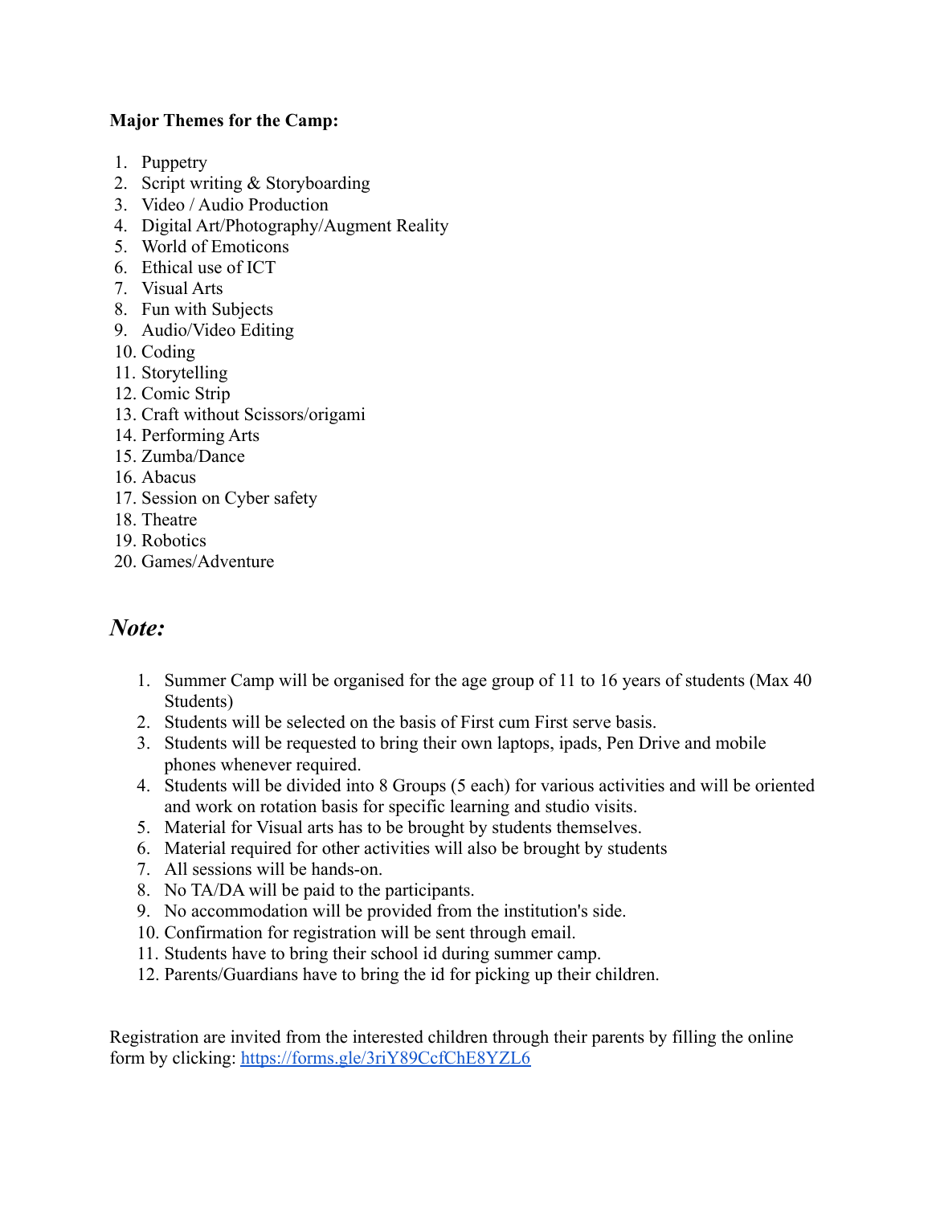**Major Themes for the Camp:**

1. Puppetry
2. Script writing & Storyboarding
3. Video / Audio Production
4. Digital Art/Photography/Augment Reality
5. World of Emoticons
6. Ethical use of ICT
7. Visual Arts
8. Fun with Subjects
9. Audio/Video Editing
10. Coding
11. Storytelling
12. Comic Strip
13. Craft without Scissors/origami
14. Performing Arts
15. Zumba/Dance
16. Abacus
17. Session on Cyber safety
18. Theatre
19. Robotics
20. Games/Adventure

## *Note:*

1. Summer Camp will be organised for the age group of 11 to 16 years of students (Max 40 Students)
2. Students will be selected on the basis of First cum First serve basis.
3. Students will be requested to bring their own laptops, ipads, Pen Drive and mobile phones whenever required.
4. Students will be divided into 8 Groups (5 each) for various activities and will be oriented and work on rotation basis for specific learning and studio visits.
5. Material for Visual arts has to be brought by students themselves.
6. Material required for other activities will also be brought by students
7. All sessions will be hands-on.
8. No TA/DA will be paid to the participants.
9. No accommodation will be provided from the institution's side.
10. Confirmation for registration will be sent through email.
11. Students have to bring their school id during summer camp.
12. Parents/Guardians have to bring the id for picking up their children.

Registration are invited from the interested children through their parents by filling the online form by clicking: [https://forms.gle/3riY89CcfChE8YZL6](https://forms.gle/3riY89CcfChE8YZL6)